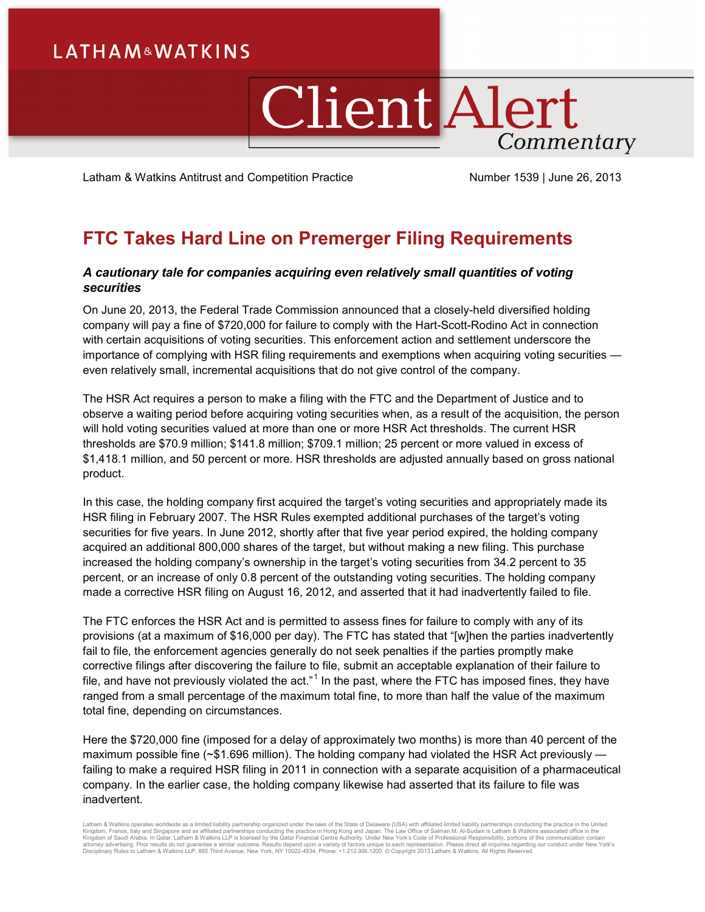LATHAM&WATKINS

# Client Alert Commentary

Latham & Watkins Antitrust and Competition Practice

Number 1539 | June 26, 2013

## FTC Takes Hard Line on Premerger Filing Requirements

***A cautionary tale for companies acquiring even relatively small quantities of voting securities***

On June 20, 2013, the Federal Trade Commission announced that a closely-held diversified holding company will pay a fine of $720,000 for failure to comply with the Hart-Scott-Rodino Act in connection with certain acquisitions of voting securities. This enforcement action and settlement underscore the importance of complying with HSR filing requirements and exemptions when acquiring voting securities — even relatively small, incremental acquisitions that do not give control of the company.

The HSR Act requires a person to make a filing with the FTC and the Department of Justice and to observe a waiting period before acquiring voting securities when, as a result of the acquisition, the person will hold voting securities valued at more than one or more HSR Act thresholds. The current HSR thresholds are $70.9 million; $141.8 million; $709.1 million; 25 percent or more valued in excess of $1,418.1 million, and 50 percent or more. HSR thresholds are adjusted annually based on gross national product.

In this case, the holding company first acquired the target's voting securities and appropriately made its HSR filing in February 2007. The HSR Rules exempted additional purchases of the target's voting securities for five years. In June 2012, shortly after that five year period expired, the holding company acquired an additional 800,000 shares of the target, but without making a new filing. This purchase increased the holding company's ownership in the target's voting securities from 34.2 percent to 35 percent, or an increase of only 0.8 percent of the outstanding voting securities. The holding company made a corrective HSR filing on August 16, 2012, and asserted that it had inadvertently failed to file.

The FTC enforces the HSR Act and is permitted to assess fines for failure to comply with any of its provisions (at a maximum of $16,000 per day). The FTC has stated that "[w]hen the parties inadvertently fail to file, the enforcement agencies generally do not seek penalties if the parties promptly make corrective filings after discovering the failure to file, submit an acceptable explanation of their failure to file, and have not previously violated the act."[1] In the past, where the FTC has imposed fines, they have ranged from a small percentage of the maximum total fine, to more than half the value of the maximum total fine, depending on circumstances.

Here the $720,000 fine (imposed for a delay of approximately two months) is more than 40 percent of the maximum possible fine (~$1.696 million). The holding company had violated the HSR Act previously — failing to make a required HSR filing in 2011 in connection with a separate acquisition of a pharmaceutical company. In the earlier case, the holding company likewise had asserted that its failure to file was inadvertent.

Latham & Watkins operates worldwide as a limited liability partnership organized under the laws of the State of Delaware (USA) with affiliated limited liability partnerships conducting the practice in the United Kingdom, France, Italy and Singapore and as affiliated partnerships conducting the practice in Hong Kong and Japan. The Law Office of Salman M. Al-Sudairi is Latham & Watkins associated office in the Kingdom of Saudi Arabia. In Qatar, Latham & Watkins LLP is licensed by the Qatar Financial Centre Authority. Under New York's Code of Professional Responsibility, portions of this communication contain attorney advertising. Prior results do not guarantee a similar outcome. Results depend upon a variety of factors unique to each representation. Please direct all inquiries regarding our conduct under New York's Disciplinary Rules to Latham & Watkins LLP, 885 Third Avenue, New York, NY 10022-4834, Phone: +1.212.906.1200. © Copyright 2013 Latham & Watkins. All Rights Reserved.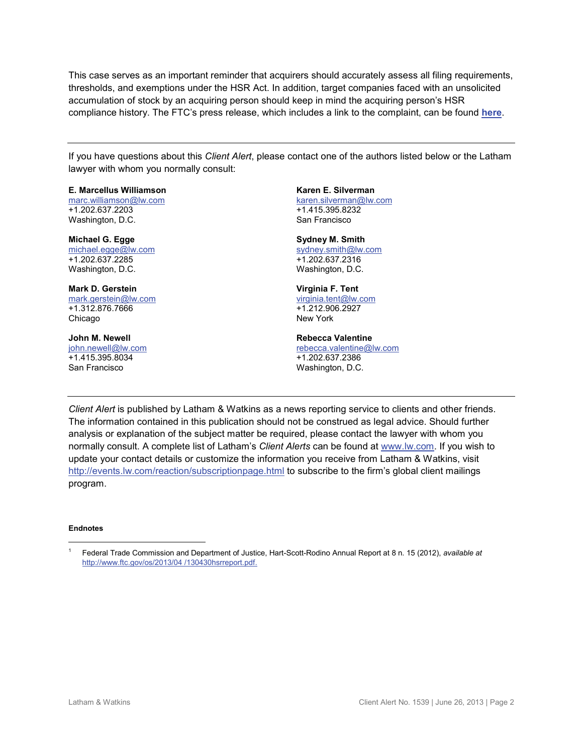This case serves as an important reminder that acquirers should accurately assess all filing requirements, thresholds, and exemptions under the HSR Act. In addition, target companies faced with an unsolicited accumulation of stock by an acquiring person should keep in mind the acquiring person's HSR compliance history. The FTC's press release, which includes a link to the complaint, can be found **here**.

---

If you have questions about this *Client Alert*, please contact one of the authors listed below or the Latham lawyer with whom you normally consult:

**E. Marcellus Williamson**
marc.williamson@lw.com
+1.202.637.2203
Washington, D.C.

**Michael G. Egge**
michael.egge@lw.com
+1.202.637.2285
Washington, D.C.

**Mark D. Gerstein**
mark.gerstein@lw.com
+1.312.876.7666
Chicago

**John M. Newell**
john.newell@lw.com
+1.415.395.8034
San Francisco

**Karen E. Silverman**
karen.silverman@lw.com
+1.415.395.8232
San Francisco

**Sydney M. Smith**
sydney.smith@lw.com
+1.202.637.2316
Washington, D.C.

**Virginia F. Tent**
virginia.tent@lw.com
+1.212.906.2927
New York

**Rebecca Valentine**
rebecca.valentine@lw.com
+1.202.637.2386
Washington, D.C.

---

*Client Alert* is published by Latham & Watkins as a news reporting service to clients and other friends. The information contained in this publication should not be construed as legal advice. Should further analysis or explanation of the subject matter be required, please contact the lawyer with whom you normally consult. A complete list of Latham's *Client Alerts* can be found at www.lw.com. If you wish to update your contact details or customize the information you receive from Latham & Watkins, visit http://events.lw.com/reaction/subscriptionpage.html to subscribe to the firm's global client mailings program.

#### Endnotes

[1] Federal Trade Commission and Department of Justice, Hart-Scott-Rodino Annual Report at 8 n. 15 (2012), *available at* http://www.ftc.gov/os/2013/04 /130430hsrreport.pdf.